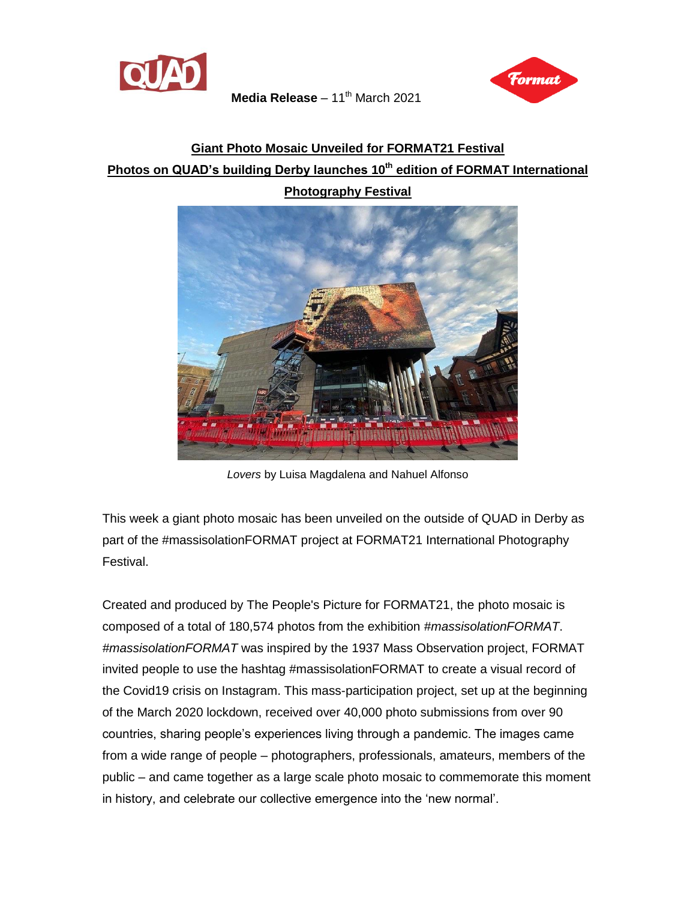**Media Release** – 11th March 2021

## Giant Photo Mosaic Unveiled for FORMAT21 Festival

## Photos on QUAD's building Derby launches 10th edition of FORMAT International Photography Festival

*Lovers* by Luisa Magdalena and Nahuel Alfonso

This week a giant photo mosaic has been unveiled on the outside of QUAD in Derby as part of the #massisolationFORMAT project at FORMAT21 International Photography Festival.

Created and produced by The People's Picture for FORMAT21, the photo mosaic is composed of a total of 180,574 photos from the exhibition *#massisolationFORMAT*. *#massisolationFORMAT* was inspired by the 1937 Mass Observation project, FORMAT invited people to use the hashtag #massisolationFORMAT to create a visual record of the Covid19 crisis on Instagram. This mass-participation project, set up at the beginning of the March 2020 lockdown, received over 40,000 photo submissions from over 90 countries, sharing people's experiences living through a pandemic. The images came from a wide range of people – photographers, professionals, amateurs, members of the public – and came together as a large scale photo mosaic to commemorate this moment in history, and celebrate our collective emergence into the 'new normal'.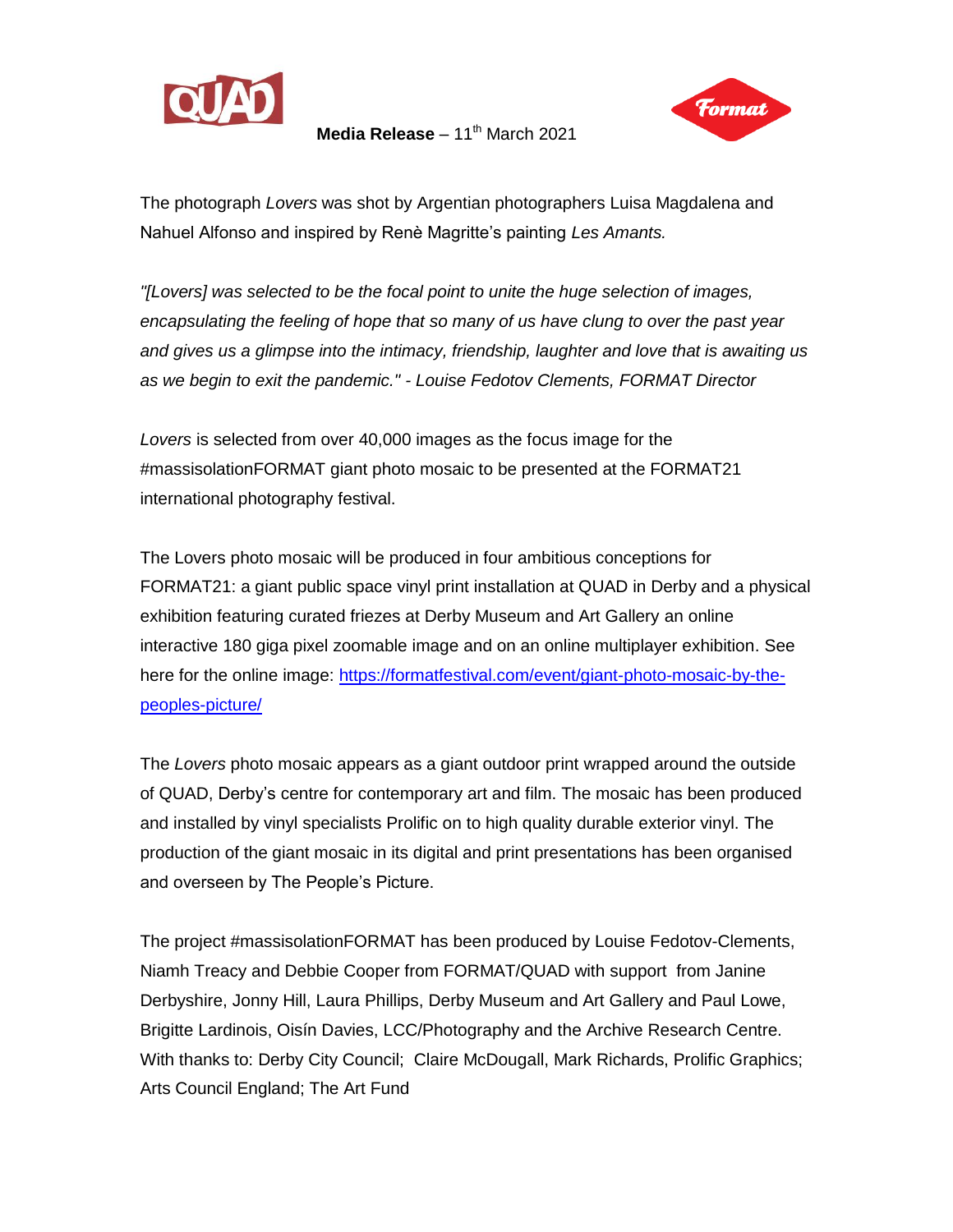**Media Release** – 11th March 2021

The photograph *Lovers* was shot by Argentian photographers Luisa Magdalena and Nahuel Alfonso and inspired by Renè Magritte's painting *Les Amants.*

*"[Lovers] was selected to be the focal point to unite the huge selection of images, encapsulating the feeling of hope that so many of us have clung to over the past year and gives us a glimpse into the intimacy, friendship, laughter and love that is awaiting us as we begin to exit the pandemic." - Louise Fedotov Clements, FORMAT Director*

*Lovers* is selected from over 40,000 images as the focus image for the #massisolationFORMAT giant photo mosaic to be presented at the FORMAT21 international photography festival.

The Lovers photo mosaic will be produced in four ambitious conceptions for FORMAT21: a giant public space vinyl print installation at QUAD in Derby and a physical exhibition featuring curated friezes at Derby Museum and Art Gallery an online interactive 180 giga pixel zoomable image and on an online multiplayer exhibition. See here for the online image: [https://formatfestival.com/event/giant-photo-mosaic-by-the-peoples-picture/](https://formatfestival.com/event/giant-photo-mosaic-by-the-peoples-picture/)

The *Lovers* photo mosaic appears as a giant outdoor print wrapped around the outside of QUAD, Derby's centre for contemporary art and film. The mosaic has been produced and installed by vinyl specialists Prolific on to high quality durable exterior vinyl. The production of the giant mosaic in its digital and print presentations has been organised and overseen by The People's Picture.

The project #massisolationFORMAT has been produced by Louise Fedotov-Clements, Niamh Treacy and Debbie Cooper from FORMAT/QUAD with support from Janine Derbyshire, Jonny Hill, Laura Phillips, Derby Museum and Art Gallery and Paul Lowe, Brigitte Lardinois, Oisín Davies, LCC/Photography and the Archive Research Centre. With thanks to: Derby City Council; Claire McDougall, Mark Richards, Prolific Graphics; Arts Council England; The Art Fund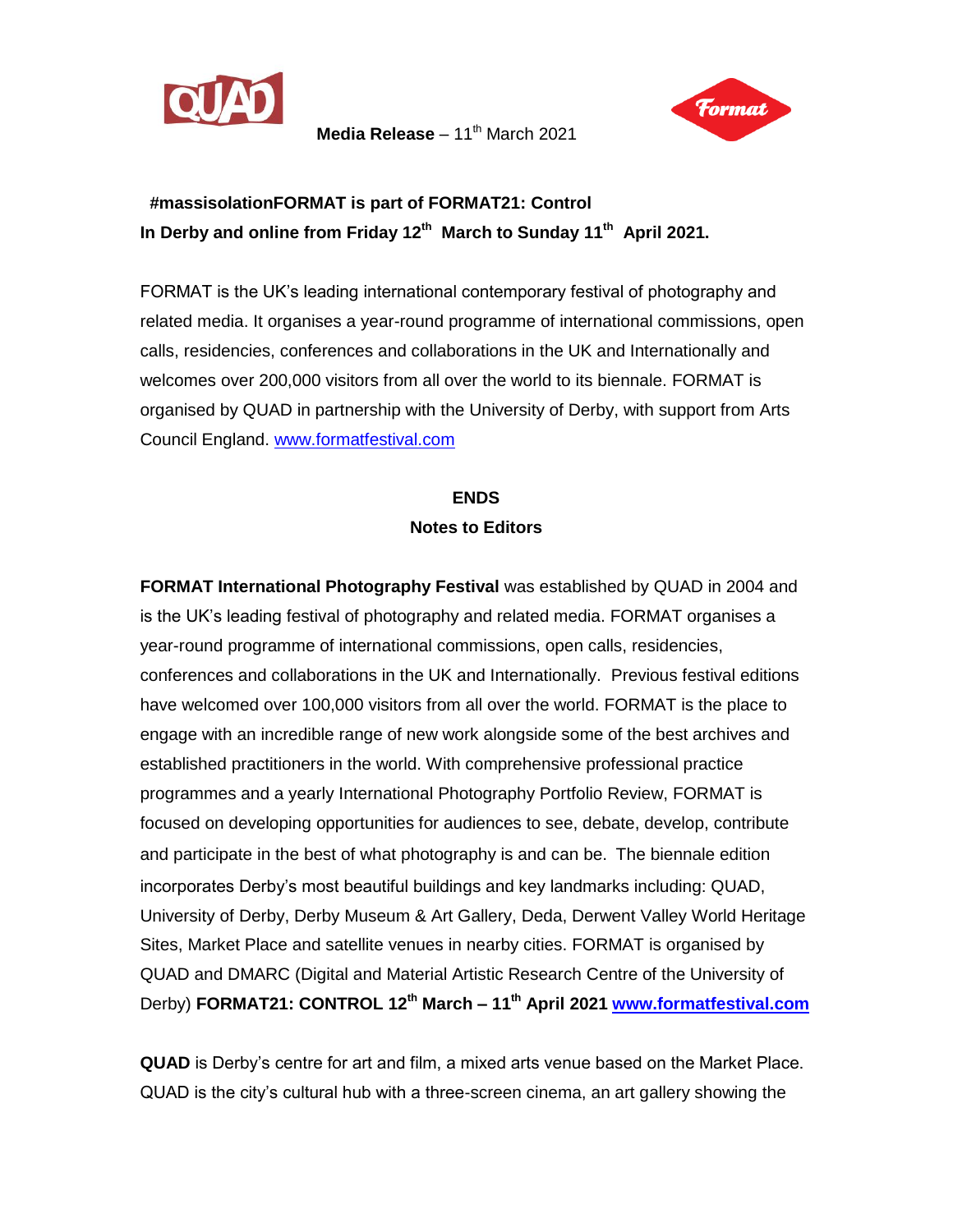**Media Release** – 11th March 2021

**#massisolationFORMAT is part of FORMAT21: Control**
**In Derby and online from Friday 12th March to Sunday 11th April 2021.**

FORMAT is the UK's leading international contemporary festival of photography and related media. It organises a year-round programme of international commissions, open calls, residencies, conferences and collaborations in the UK and Internationally and welcomes over 200,000 visitors from all over the world to its biennale. FORMAT is organised by QUAD in partnership with the University of Derby, with support from Arts Council England. www.formatfestival.com

**ENDS**

**Notes to Editors**

**FORMAT International Photography Festival** was established by QUAD in 2004 and is the UK's leading festival of photography and related media. FORMAT organises a year-round programme of international commissions, open calls, residencies, conferences and collaborations in the UK and Internationally. Previous festival editions have welcomed over 100,000 visitors from all over the world. FORMAT is the place to engage with an incredible range of new work alongside some of the best archives and established practitioners in the world. With comprehensive professional practice programmes and a yearly International Photography Portfolio Review, FORMAT is focused on developing opportunities for audiences to see, debate, develop, contribute and participate in the best of what photography is and can be. The biennale edition incorporates Derby's most beautiful buildings and key landmarks including: QUAD, University of Derby, Derby Museum & Art Gallery, Deda, Derwent Valley World Heritage Sites, Market Place and satellite venues in nearby cities. FORMAT is organised by QUAD and DMARC (Digital and Material Artistic Research Centre of the University of Derby) **FORMAT21: CONTROL 12th March – 11th April 2021 www.formatfestival.com**

**QUAD** is Derby's centre for art and film, a mixed arts venue based on the Market Place. QUAD is the city's cultural hub with a three-screen cinema, an art gallery showing the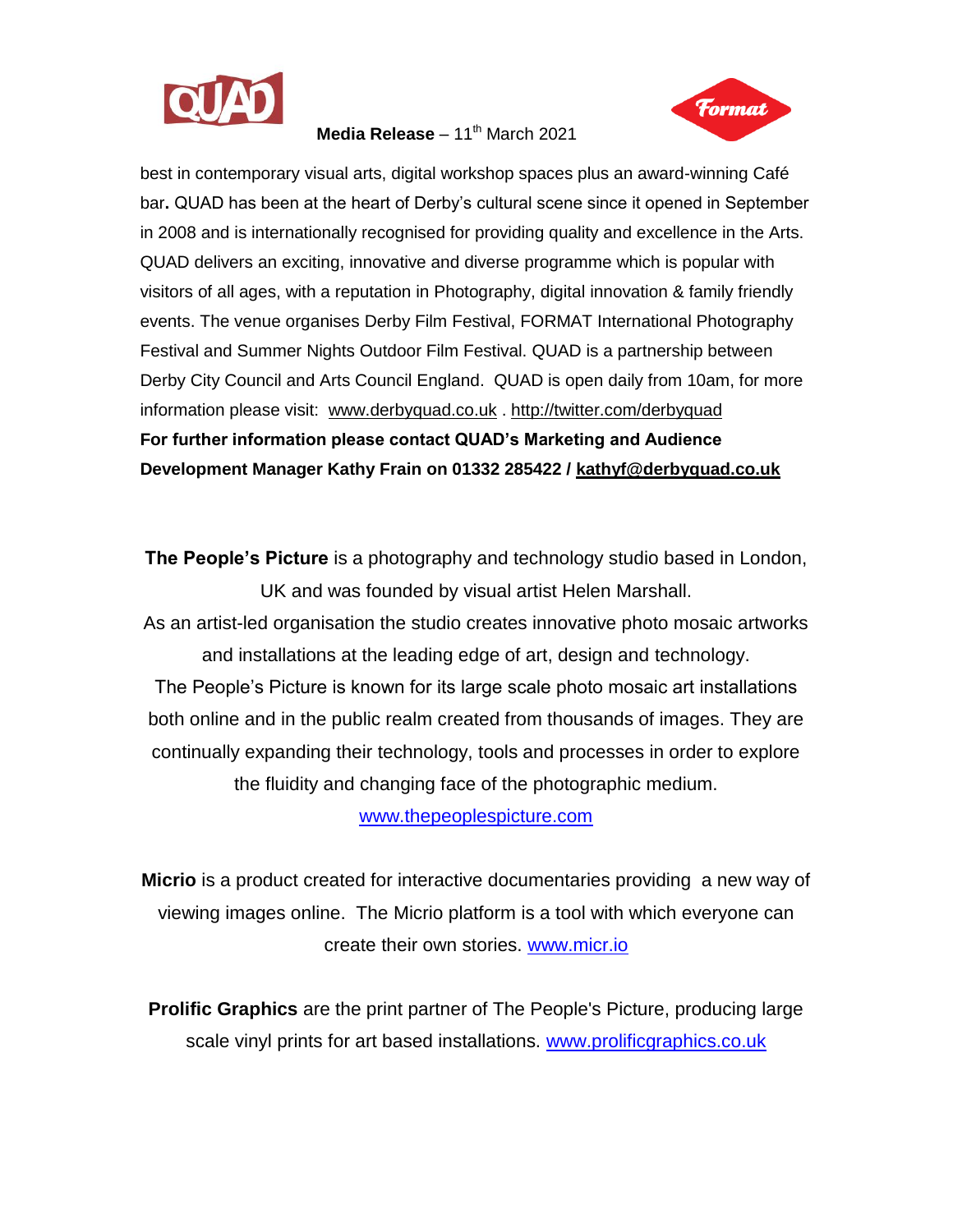best in contemporary visual arts, digital workshop spaces plus an award-winning Café bar**.** QUAD has been at the heart of Derby's cultural scene since it opened in September in 2008 and is internationally recognised for providing quality and excellence in the Arts. QUAD delivers an exciting, innovative and diverse programme which is popular with visitors of all ages, with a reputation in Photography, digital innovation & family friendly events. The venue organises Derby Film Festival, FORMAT International Photography Festival and Summer Nights Outdoor Film Festival. QUAD is a partnership between Derby City Council and Arts Council England. QUAD is open daily from 10am, for more information please visit: www.derbyquad.co.uk . http://twitter.com/derbyquad

**For further information please contact QUAD's Marketing and Audience Development Manager Kathy Frain on 01332 285422 / kathyf@derbyquad.co.uk**

**The People's Picture** is a photography and technology studio based in London, UK and was founded by visual artist Helen Marshall.
As an artist-led organisation the studio creates innovative photo mosaic artworks and installations at the leading edge of art, design and technology.
The People's Picture is known for its large scale photo mosaic art installations both online and in the public realm created from thousands of images. They are continually expanding their technology, tools and processes in order to explore the fluidity and changing face of the photographic medium.
www.thepeoplespicture.com

**Micrio** is a product created for interactive documentaries providing a new way of viewing images online. The Micrio platform is a tool with which everyone can create their own stories. www.micr.io

**Prolific Graphics** are the print partner of The People's Picture, producing large scale vinyl prints for art based installations. www.prolificgraphics.co.uk